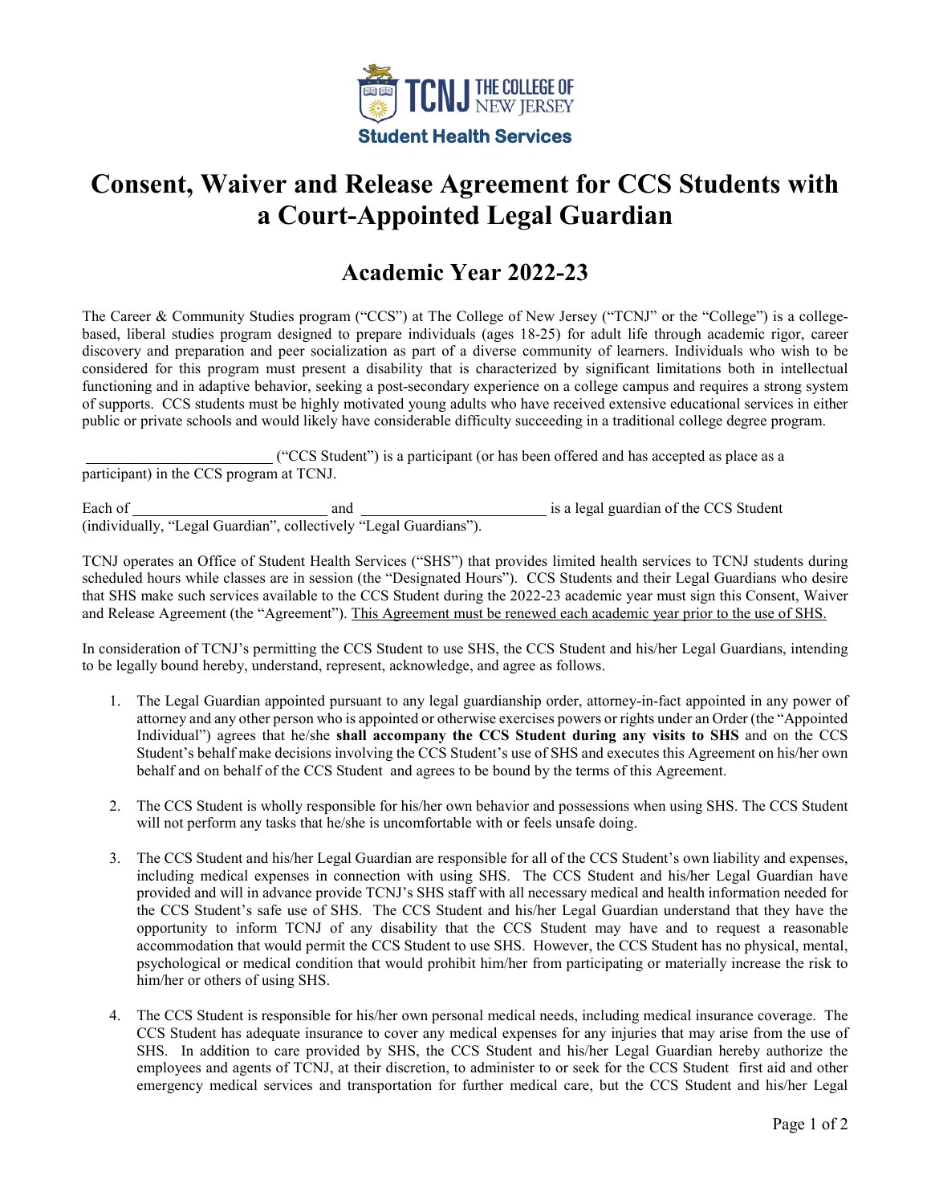TCNJ THE COLLEGE OF NEW JERSEY

**Student Health Services**

# Consent, Waiver and Release Agreement for CCS Students with a Court-Appointed Legal Guardian

## Academic Year 2022-23

The Career & Community Studies program ("CCS") at The College of New Jersey ("TCNJ" or the "College") is a college-based, liberal studies program designed to prepare individuals (ages 18-25) for adult life through academic rigor, career discovery and preparation and peer socialization as part of a diverse community of learners. Individuals who wish to be considered for this program must present a disability that is characterized by significant limitations both in intellectual functioning and in adaptive behavior, seeking a post-secondary experience on a college campus and requires a strong system of supports. CCS students must be highly motivated young adults who have received extensive educational services in either public or private schools and would likely have considerable difficulty succeeding in a traditional college degree program.

\_\_\_\_\_\_\_\_\_\_\_\_\_\_\_\_\_\_\_\_\_\_\_\_ ("CCS Student") is a participant (or has been offered and has accepted as place as a participant) in the CCS program at TCNJ.

Each of \_\_\_\_\_\_\_\_\_\_\_\_\_\_\_\_\_\_\_\_\_\_\_\_ and \_\_\_\_\_\_\_\_\_\_\_\_\_\_\_\_\_\_\_\_\_\_\_\_ is a legal guardian of the CCS Student (individually, "Legal Guardian", collectively "Legal Guardians").

TCNJ operates an Office of Student Health Services ("SHS") that provides limited health services to TCNJ students during scheduled hours while classes are in session (the "Designated Hours"). CCS Students and their Legal Guardians who desire that SHS make such services available to the CCS Student during the 2022-23 academic year must sign this Consent, Waiver and Release Agreement (the "Agreement"). <u>This Agreement must be renewed each academic year prior to the use of SHS.</u>

In consideration of TCNJ's permitting the CCS Student to use SHS, the CCS Student and his/her Legal Guardians, intending to be legally bound hereby, understand, represent, acknowledge, and agree as follows.

1. The Legal Guardian appointed pursuant to any legal guardianship order, attorney-in-fact appointed in any power of attorney and any other person who is appointed or otherwise exercises powers or rights under an Order (the "Appointed Individual") agrees that he/she **shall accompany the CCS Student during any visits to SHS** and on the CCS Student's behalf make decisions involving the CCS Student's use of SHS and executes this Agreement on his/her own behalf and on behalf of the CCS Student and agrees to be bound by the terms of this Agreement.

2. The CCS Student is wholly responsible for his/her own behavior and possessions when using SHS. The CCS Student will not perform any tasks that he/she is uncomfortable with or feels unsafe doing.

3. The CCS Student and his/her Legal Guardian are responsible for all of the CCS Student's own liability and expenses, including medical expenses in connection with using SHS. The CCS Student and his/her Legal Guardian have provided and will in advance provide TCNJ's SHS staff with all necessary medical and health information needed for the CCS Student's safe use of SHS. The CCS Student and his/her Legal Guardian understand that they have the opportunity to inform TCNJ of any disability that the CCS Student may have and to request a reasonable accommodation that would permit the CCS Student to use SHS. However, the CCS Student has no physical, mental, psychological or medical condition that would prohibit him/her from participating or materially increase the risk to him/her or others of using SHS.

4. The CCS Student is responsible for his/her own personal medical needs, including medical insurance coverage. The CCS Student has adequate insurance to cover any medical expenses for any injuries that may arise from the use of SHS. In addition to care provided by SHS, the CCS Student and his/her Legal Guardian hereby authorize the employees and agents of TCNJ, at their discretion, to administer to or seek for the CCS Student first aid and other emergency medical services and transportation for further medical care, but the CCS Student and his/her Legal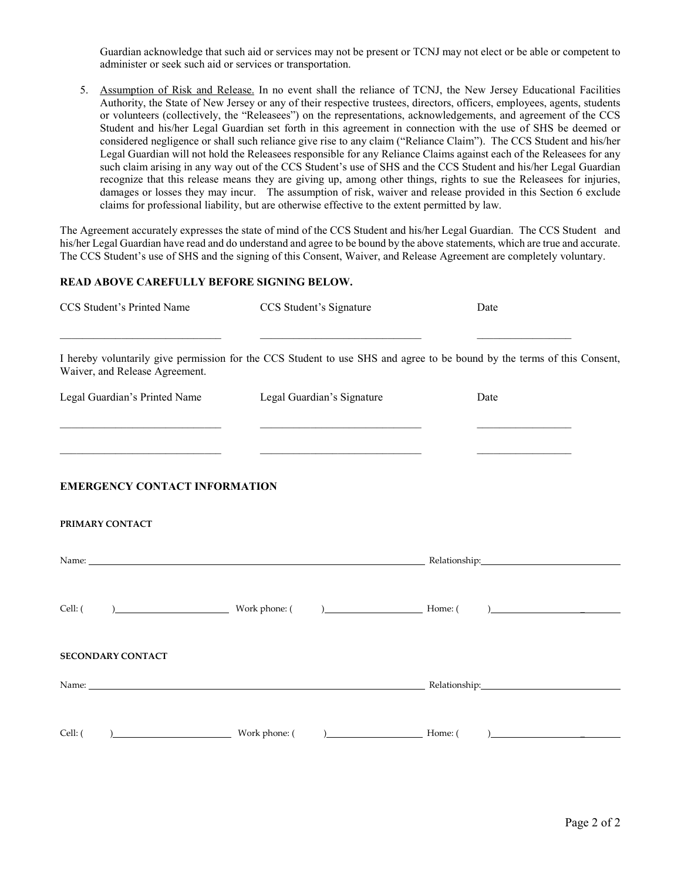Guardian acknowledge that such aid or services may not be present or TCNJ may not elect or be able or competent to administer or seek such aid or services or transportation.

5. Assumption of Risk and Release. In no event shall the reliance of TCNJ, the New Jersey Educational Facilities Authority, the State of New Jersey or any of their respective trustees, directors, officers, employees, agents, students or volunteers (collectively, the "Releasees") on the representations, acknowledgements, and agreement of the CCS Student and his/her Legal Guardian set forth in this agreement in connection with the use of SHS be deemed or considered negligence or shall such reliance give rise to any claim ("Reliance Claim"). The CCS Student and his/her Legal Guardian will not hold the Releasees responsible for any Reliance Claims against each of the Releasees for any such claim arising in any way out of the CCS Student's use of SHS and the CCS Student and his/her Legal Guardian recognize that this release means they are giving up, among other things, rights to sue the Releasees for injuries, damages or losses they may incur. The assumption of risk, waiver and release provided in this Section 6 exclude claims for professional liability, but are otherwise effective to the extent permitted by law.

The Agreement accurately expresses the state of mind of the CCS Student and his/her Legal Guardian. The CCS Student and his/her Legal Guardian have read and do understand and agree to be bound by the above statements, which are true and accurate. The CCS Student's use of SHS and the signing of this Consent, Waiver, and Release Agreement are completely voluntary.

**READ ABOVE CAREFULLY BEFORE SIGNING BELOW.**

| CCS Student's Printed Name | CCS Student's Signature | Date |
|---|---|---|
| ______________________________ | ______________________________ | __________________ |

I hereby voluntarily give permission for the CCS Student to use SHS and agree to be bound by the terms of this Consent, Waiver, and Release Agreement.

| Legal Guardian's Printed Name | Legal Guardian's Signature | Date |
|---|---|---|
| ______________________________ | ______________________________ | __________________ |
| ______________________________ | ______________________________ | __________________ |

**EMERGENCY CONTACT INFORMATION**

**PRIMARY CONTACT**

Name: ____________________________________________ Relationship: ____________________

Cell: ( ) ____________________ Work phone: ( ) ____________________ Home: ( ) ____________________

**SECONDARY CONTACT**

Name: ____________________________________________ Relationship: ____________________

Cell: ( ) ____________________ Work phone: ( ) ____________________ Home: ( ) ____________________